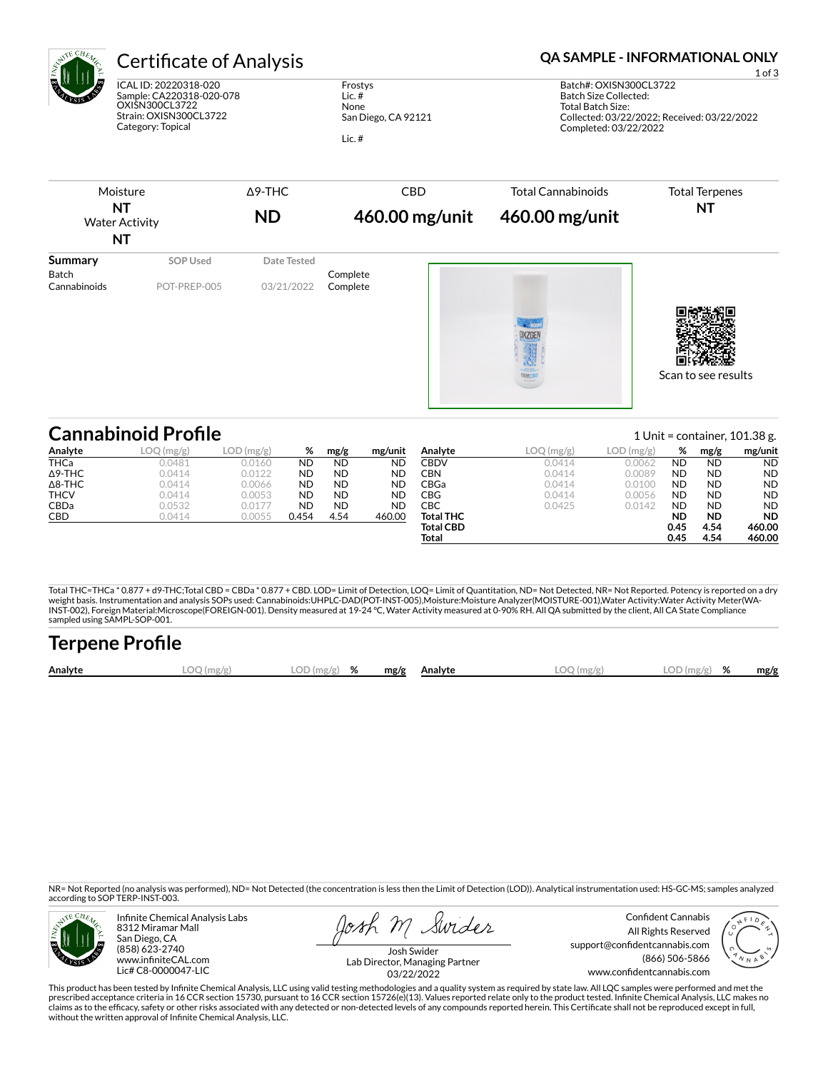# Certificate of Analysis

**QA SAMPLE - INFORMATIONAL ONLY**

ICAL ID: 20220318-020
Sample: CA220318-020-078
OXISN300CL3722
Strain: OXISN300CL3722
Category: Topical

Frostys
Lic. #
None
San Diego, CA 92121

Lic. #

Batch#: OXISN300CL3722
Batch Size Collected:
Total Batch Size:
Collected: 03/22/2022; Received: 03/22/2022
Completed: 03/22/2022

| Moisture | Δ9-THC | CBD | Total Cannabinoids | Total Terpenes |
|---|---|---|---|---|
| **NT** Water Activity **NT** | **ND** | **460.00 mg/unit** | **460.00 mg/unit** | **NT** |

| Summary | SOP Used | Date Tested | |
|---|---|---|---|
| Batch | | | Complete |
| Cannabinoids | POT-PREP-005 | 03/21/2022 | Complete |

Scan to see results

## Cannabinoid Profile

1 Unit = container, 101.38 g.

| Analyte | LOQ (mg/g) | LOD (mg/g) | % | mg/g | mg/unit |
|---|---|---|---|---|---|
| THCa | 0.0481 | 0.0160 | ND | ND | ND |
| Δ9-THC | 0.0414 | 0.0122 | ND | ND | ND |
| Δ8-THC | 0.0414 | 0.0066 | ND | ND | ND |
| THCV | 0.0414 | 0.0053 | ND | ND | ND |
| CBDa | 0.0532 | 0.0177 | ND | ND | ND |
| CBD | 0.0414 | 0.0055 | 0.454 | 4.54 | 460.00 |
| CBDV | 0.0414 | 0.0062 | ND | ND | ND |
| CBN | 0.0414 | 0.0089 | ND | ND | ND |
| CBGa | 0.0414 | 0.0100 | ND | ND | ND |
| CBG | 0.0414 | 0.0056 | ND | ND | ND |
| CBC | 0.0425 | 0.0142 | ND | ND | ND |
| **Total THC** | | | **ND** | **ND** | **ND** |
| **Total CBD** | | | **0.45** | **4.54** | **460.00** |
| **Total** | | | **0.45** | **4.54** | **460.00** |

Total THC=THCa * 0.877 + d9-THC;Total CBD = CBDa * 0.877 + CBD. LOD= Limit of Detection, LOQ= Limit of Quantitation, ND= Not Detected, NR= Not Reported. Potency is reported on a dry weight basis. Instrumentation and analysis SOPs used: Cannabinoids:UHPLC-DAD(POT-INST-005),Moisture:Moisture Analyzer(MOISTURE-001),Water Activity:Water Activity Meter(WA-INST-002), Foreign Material:Microscope(FOREIGN-001). Density measured at 19-24 °C, Water Activity measured at 0-90% RH. All QA submitted by the client, All CA State Compliance sampled using SAMPL-SOP-001.

## Terpene Profile

| Analyte | LOQ (mg/g) | LOD (mg/g) | % | mg/g | Analyte | LOQ (mg/g) | LOD (mg/g) | % | mg/g |
|---|---|---|---|---|---|---|---|---|---|

NR= Not Reported (no analysis was performed), ND= Not Detected (the concentration is less then the Limit of Detection (LOD)). Analytical instrumentation used: HS-GC-MS; samples analyzed according to SOP TERP-INST-003.

Infinite Chemical Analysis Labs
8312 Miramar Mall
San Diego, CA
(858) 623-2740
www.infiniteCAL.com
Lic# C8-0000047-LIC

Josh Swider
Lab Director, Managing Partner
03/22/2022

Confident Cannabis
All Rights Reserved
support@confidentcannabis.com
(866) 506-5866
www.confidentcannabis.com

This product has been tested by Infinite Chemical Analysis, LLC using valid testing methodologies and a quality system as required by state law. All LQC samples were performed and met the prescribed acceptance criteria in 16 CCR section 15730, pursuant to 16 CCR section 15726(e)(13). Values reported relate only to the product tested. Infinite Chemical Analysis, LLC makes no claims as to the efficacy, safety or other risks associated with any detected or non-detected levels of any compounds reported herein. This Certificate shall not be reproduced except in full, without the written approval of Infinite Chemical Analysis, LLC.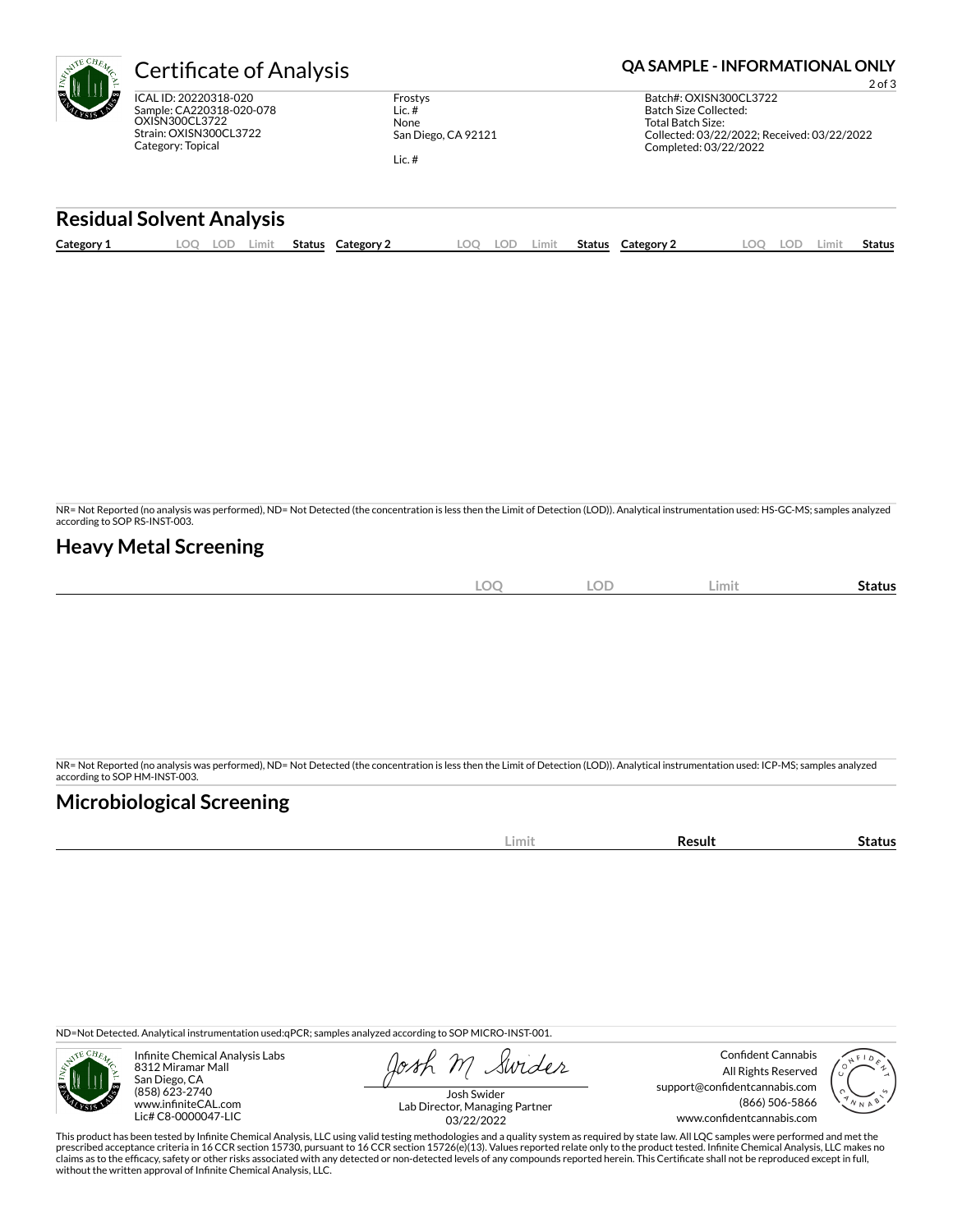# Certificate of Analysis

**QA SAMPLE - INFORMATIONAL ONLY**

ICAL ID: 20220318-020
Sample: CA220318-020-078
OXISN300CL3722
Strain: OXISN300CL3722
Category: Topical

Frostys
Lic. #
None
San Diego, CA 92121

Lic. #

Batch#: OXISN300CL3722
Batch Size Collected:
Total Batch Size:
Collected: 03/22/2022; Received: 03/22/2022
Completed: 03/22/2022

## Residual Solvent Analysis

| Category 1 | LOQ | LOD | Limit | Status | Category 2 | LOQ | LOD | Limit | Status | Category 2 | LOQ | LOD | Limit | Status |
|---|---|---|---|---|---|---|---|---|---|---|---|---|---|---|

NR= Not Reported (no analysis was performed), ND= Not Detected (the concentration is less then the Limit of Detection (LOD)). Analytical instrumentation used: HS-GC-MS; samples analyzed according to SOP RS-INST-003.

## Heavy Metal Screening

| | LOQ | LOD | Limit | Status |
|---|---|---|---|---|

NR= Not Reported (no analysis was performed), ND= Not Detected (the concentration is less then the Limit of Detection (LOD)). Analytical instrumentation used: ICP-MS; samples analyzed according to SOP HM-INST-003.

## Microbiological Screening

| | Limit | Result | Status |
|---|---|---|---|

ND=Not Detected. Analytical instrumentation used:qPCR; samples analyzed according to SOP MICRO-INST-001.

Infinite Chemical Analysis Labs
8312 Miramar Mall
San Diego, CA
(858) 623-2740
www.infiniteCAL.com
Lic# C8-0000047-LIC

Josh Swider
Lab Director, Managing Partner
03/22/2022

Confident Cannabis
All Rights Reserved
support@confidentcannabis.com
(866) 506-5866
www.confidentcannabis.com

This product has been tested by Infinite Chemical Analysis, LLC using valid testing methodologies and a quality system as required by state law. All LQC samples were performed and met the prescribed acceptance criteria in 16 CCR section 15730, pursuant to 16 CCR section 15726(e)(13). Values reported relate only to the product tested. Infinite Chemical Analysis, LLC makes no claims as to the efficacy, safety or other risks associated with any detected or non-detected levels of any compounds reported herein. This Certificate shall not be reproduced except in full, without the written approval of Infinite Chemical Analysis, LLC.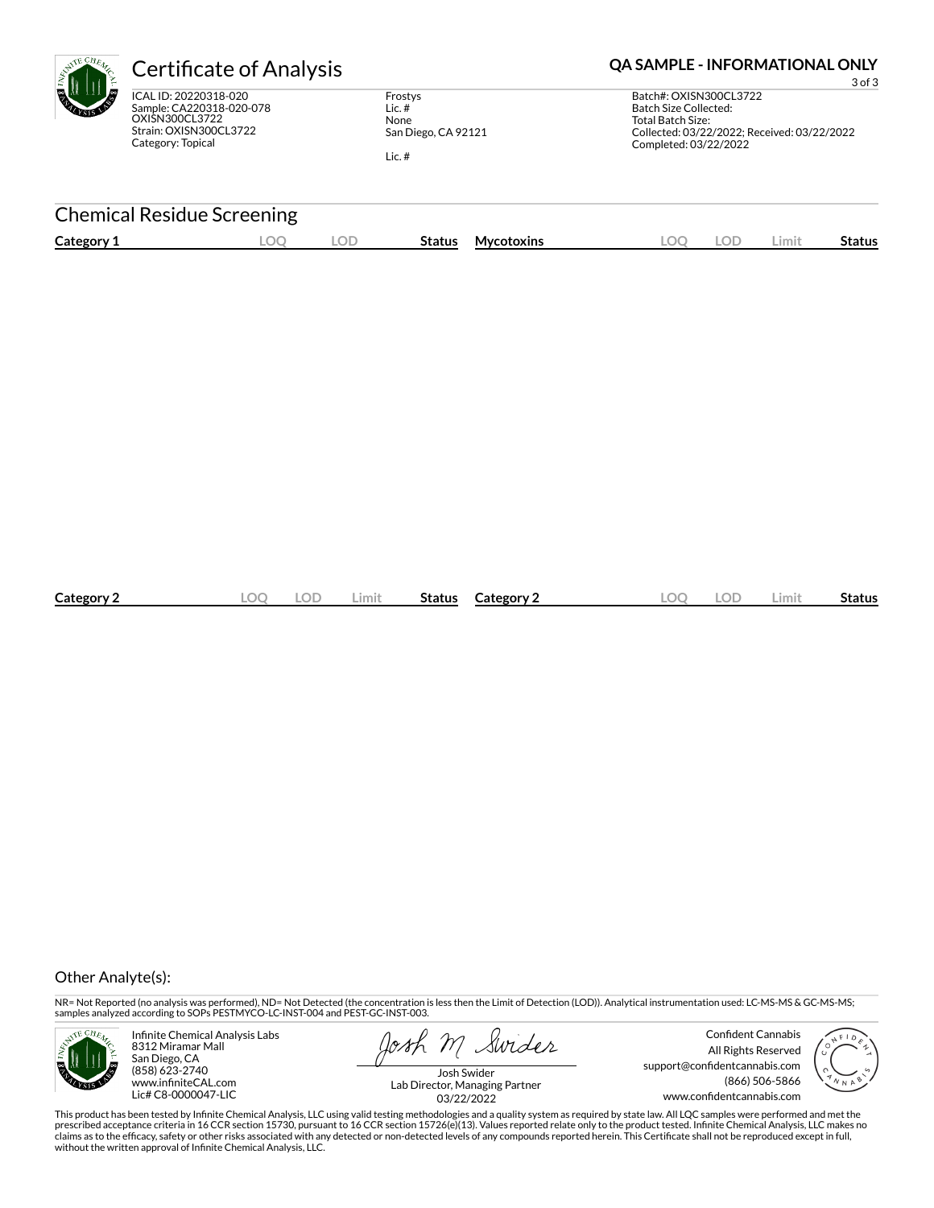# Certificate of Analysis

**QA SAMPLE - INFORMATIONAL ONLY**

ICAL ID: 20220318-020
Sample: CA220318-020-078
OXISN300CL3722
Strain: OXISN300CL3722
Category: Topical

Frostys
Lic. #
None
San Diego, CA 92121

Lic. #

Batch#: OXISN300CL3722
Batch Size Collected:
Total Batch Size:
Collected: 03/22/2022; Received: 03/22/2022
Completed: 03/22/2022

## Chemical Residue Screening

| Category 1 | LOQ | LOD | Status |
|---|---|---|---|

| Mycotoxins | LOQ | LOD | Limit | Status |
|---|---|---|---|---|

| Category 2 | LOQ | LOD | Limit | Status |
|---|---|---|---|---|

| Category 2 | LOQ | LOD | Limit | Status |
|---|---|---|---|---|

Other Analyte(s):

NR= Not Reported (no analysis was performed), ND= Not Detected (the concentration is less then the Limit of Detection (LOD)). Analytical instrumentation used: LC-MS-MS & GC-MS-MS; samples analyzed according to SOPs PESTMYCO-LC-INST-004 and PEST-GC-INST-003.

Infinite Chemical Analysis Labs
8312 Miramar Mall
San Diego, CA
(858) 623-2740
www.infiniteCAL.com
Lic# C8-0000047-LIC

Josh M Swider
Josh Swider
Lab Director, Managing Partner
03/22/2022

Confident Cannabis
All Rights Reserved
support@confidentcannabis.com
(866) 506-5866
www.confidentcannabis.com

This product has been tested by Infinite Chemical Analysis, LLC using valid testing methodologies and a quality system as required by state law. All LQC samples were performed and met the prescribed acceptance criteria in 16 CCR section 15730, pursuant to 16 CCR section 15726(e)(13). Values reported relate only to the product tested. Infinite Chemical Analysis, LLC makes no claims as to the efficacy, safety or other risks associated with any detected or non-detected levels of any compounds reported herein. This Certificate shall not be reproduced except in full, without the written approval of Infinite Chemical Analysis, LLC.